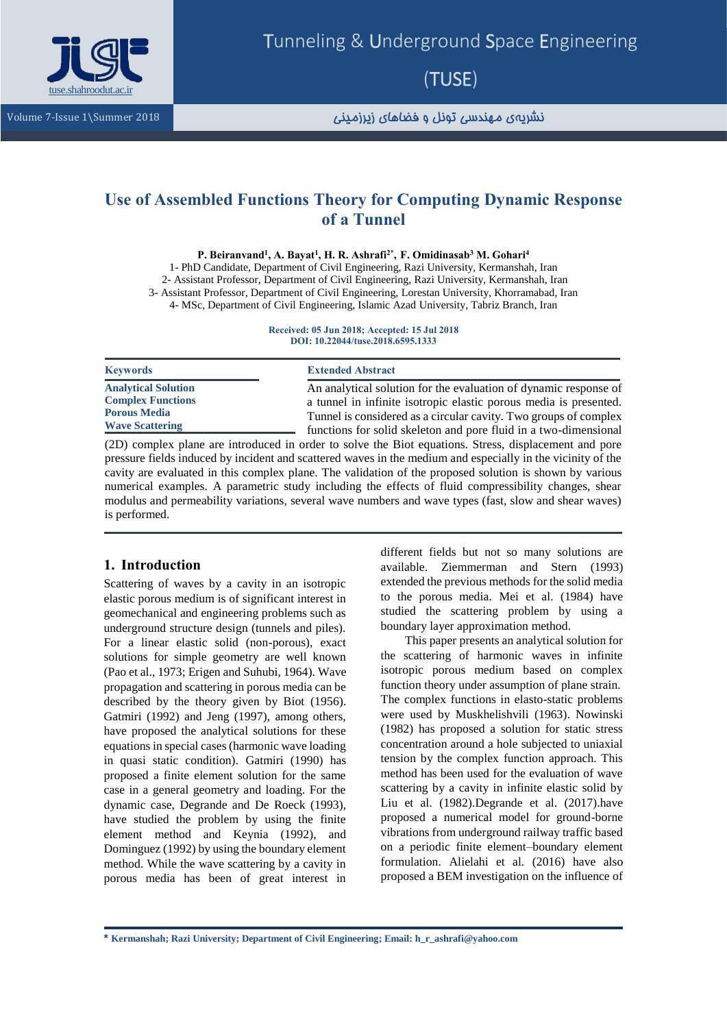# Use of Assembled Functions Theory for Computing Dynamic Response of a Tunnel

**P. Beiranvand[1], A. Bayat[1], H. R. Ashrafi[2*], F. Omidinasab[3] M. Gohari[4]**

1- PhD Candidate, Department of Civil Engineering, Razi University, Kermanshah, Iran
2- Assistant Professor, Department of Civil Engineering, Razi University, Kermanshah, Iran
3- Assistant Professor, Department of Civil Engineering, Lorestan University, Khorramabad, Iran
4- MSc, Department of Civil Engineering, Islamic Azad University, Tabriz Branch, Iran

**Received: 05 Jun 2018; Accepted: 15 Jul 2018**
**DOI: 10.22044/tuse.2018.6595.1333**

**Keywords**

**Analytical Solution**
**Complex Functions**
**Porous Media**
**Wave Scattering**

**Extended Abstract**

An analytical solution for the evaluation of dynamic response of a tunnel in infinite isotropic elastic porous media is presented. Tunnel is considered as a circular cavity. Two groups of complex functions for solid skeleton and pore fluid in a two-dimensional (2D) complex plane are introduced in order to solve the Biot equations. Stress, displacement and pore pressure fields induced by incident and scattered waves in the medium and especially in the vicinity of the cavity are evaluated in this complex plane. The validation of the proposed solution is shown by various numerical examples. A parametric study including the effects of fluid compressibility changes, shear modulus and permeability variations, several wave numbers and wave types (fast, slow and shear waves) is performed.

## 1. Introduction

Scattering of waves by a cavity in an isotropic elastic porous medium is of significant interest in geomechanical and engineering problems such as underground structure design (tunnels and piles). For a linear elastic solid (non-porous), exact solutions for simple geometry are well known (Pao et al., 1973; Erigen and Suhubi, 1964). Wave propagation and scattering in porous media can be described by the theory given by Biot (1956). Gatmiri (1992) and Jeng (1997), among others, have proposed the analytical solutions for these equations in special cases (harmonic wave loading in quasi static condition). Gatmiri (1990) has proposed a finite element solution for the same case in a general geometry and loading. For the dynamic case, Degrande and De Roeck (1993), have studied the problem by using the finite element method and Keynia (1992), and Dominguez (1992) by using the boundary element method. While the wave scattering by a cavity in porous media has been of great interest in different fields but not so many solutions are available. Ziemmerman and Stern (1993) extended the previous methods for the solid media to the porous media. Mei et al. (1984) have studied the scattering problem by using a boundary layer approximation method.

This paper presents an analytical solution for the scattering of harmonic waves in infinite isotropic porous medium based on complex function theory under assumption of plane strain. The complex functions in elasto-static problems were used by Muskhelishvili (1963). Nowinski (1982) has proposed a solution for static stress concentration around a hole subjected to uniaxial tension by the complex function approach. This method has been used for the evaluation of wave scattering by a cavity in infinite elastic solid by Liu et al. (1982).Degrande et al. (2017).have proposed a numerical model for ground-borne vibrations from underground railway traffic based on a periodic finite element–boundary element formulation. Alielahi et al. (2016) have also proposed a BEM investigation on the influence of

\* Kermanshah; Razi University; Department of Civil Engineering; Email: h_r_ashrafi@yahoo.com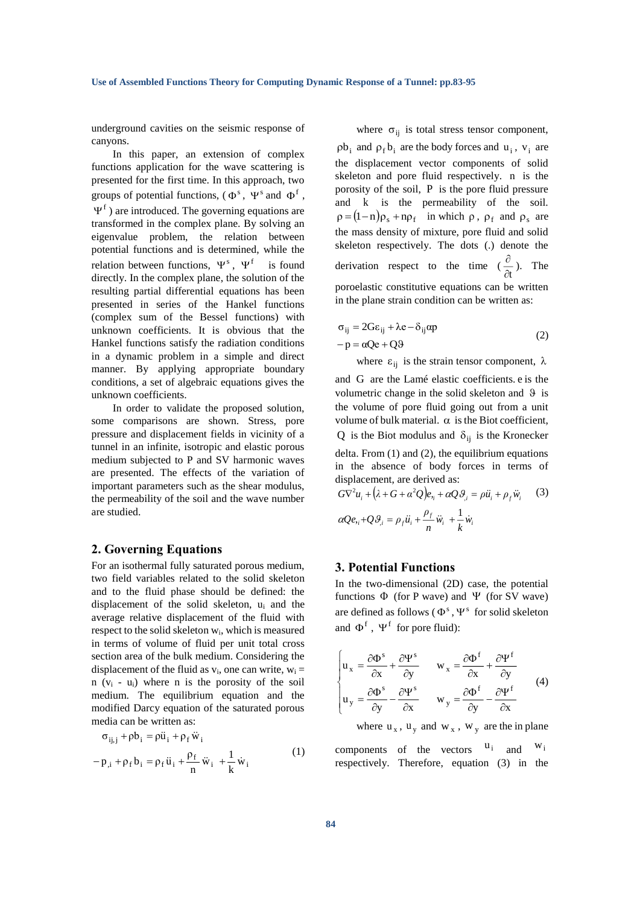underground cavities on the seismic response of canyons.

In this paper, an extension of complex functions application for the wave scattering is presented for the first time. In this approach, two groups of potential functions, ($\Phi^s$, $\Psi^s$ and $\Phi^f$, $\Psi^f$) are introduced. The governing equations are transformed in the complex plane. By solving an eigenvalue problem, the relation between potential functions and is determined, while the relation between functions, $\Psi^s$, $\Psi^f$ is found directly. In the complex plane, the solution of the resulting partial differential equations has been presented in series of the Hankel functions (complex sum of the Bessel functions) with unknown coefficients. It is obvious that the Hankel functions satisfy the radiation conditions in a dynamic problem in a simple and direct manner. By applying appropriate boundary conditions, a set of algebraic equations gives the unknown coefficients.

In order to validate the proposed solution, some comparisons are shown. Stress, pore pressure and displacement fields in vicinity of a tunnel in an infinite, isotropic and elastic porous medium subjected to P and SV harmonic waves are presented. The effects of the variation of important parameters such as the shear modulus, the permeability of the soil and the wave number are studied.

## 2. Governing Equations

For an isothermal fully saturated porous medium, two field variables related to the solid skeleton and to the fluid phase should be defined: the displacement of the solid skeleton, $u_i$ and the average relative displacement of the fluid with respect to the solid skeleton $w_i$, which is measured in terms of volume of fluid per unit total cross section area of the bulk medium. Considering the displacement of the fluid as $v_i$, one can write, $w_i = n(v_i - u_i)$ where n is the porosity of the soil medium. The equilibrium equation and the modified Darcy equation of the saturated porous media can be written as:

$$
\begin{aligned}
&\sigma_{ij,j} + \rho b_i = \rho \ddot{u}_i + \rho_f \ddot{w}_i \\
&-p_{,i} + \rho_f b_i = \rho_f \ddot{u}_i + \frac{\rho_f}{n} \ddot{w}_i + \frac{1}{k} \dot{w}_i
\end{aligned}
\tag{1}
$$

where $\sigma_{ij}$ is total stress tensor component, $\rho b_i$ and $\rho_f b_i$ are the body forces and $u_i$, $v_i$ are the displacement vector components of solid skeleton and pore fluid respectively. n is the porosity of the soil, P is the pore fluid pressure and k is the permeability of the soil. $\rho = (1-n)\rho_s + n\rho_f$ in which $\rho$, $\rho_f$ and $\rho_s$ are the mass density of mixture, pore fluid and solid skeleton respectively. The dots (.) denote the derivation respect to the time ($\frac{\partial}{\partial t}$). The poroelastic constitutive equations can be written in the plane strain condition can be written as:

$$
\begin{aligned}
&\sigma_{ij} = 2G\varepsilon_{ij} + \lambda e - \delta_{ij}\alpha p \\
&-p = \alpha Q e + Q\vartheta
\end{aligned}
\tag{2}
$$

where $\varepsilon_{ij}$ is the strain tensor component, $\lambda$ and G are the Lamé elastic coefficients. e is the volumetric change in the solid skeleton and $\vartheta$ is the volume of pore fluid going out from a unit volume of bulk material. $\alpha$ is the Biot coefficient, Q is the Biot modulus and $\delta_{ij}$ is the Kronecker delta. From (1) and (2), the equilibrium equations in the absence of body forces in terms of displacement, are derived as:

$$
\begin{aligned}
&G\nabla^2 u_i + \left(\lambda + G + \alpha^2 Q\right) e_{,i} + \alpha Q \vartheta_{,i} = \rho \ddot{u}_i + \rho_f \ddot{w}_i \\
&\alpha Q e_{,i} + Q\vartheta_{,i} = \rho_f \ddot{u}_i + \frac{\rho_f}{n} \ddot{w}_i + \frac{1}{k} \dot{w}_i
\end{aligned}
\tag{3}
$$

## 3. Potential Functions

In the two-dimensional (2D) case, the potential functions $\Phi$ (for P wave) and $\Psi$ (for SV wave) are defined as follows ($\Phi^s$, $\Psi^s$ for solid skeleton and $\Phi^f$, $\Psi^f$ for pore fluid):

$$
\begin{cases}
u_x = \dfrac{\partial \Phi^s}{\partial x} + \dfrac{\partial \Psi^s}{\partial y} & w_x = \dfrac{\partial \Phi^f}{\partial x} + \dfrac{\partial \Psi^f}{\partial y} \\[2ex]
u_y = \dfrac{\partial \Phi^s}{\partial y} - \dfrac{\partial \Psi^s}{\partial x} & w_y = \dfrac{\partial \Phi^f}{\partial y} - \dfrac{\partial \Psi^f}{\partial x}
\end{cases}
\tag{4}
$$

where $u_x$, $u_y$ and $w_x$, $w_y$ are the in plane components of the vectors $u_i$ and $w_i$ respectively. Therefore, equation (3) in the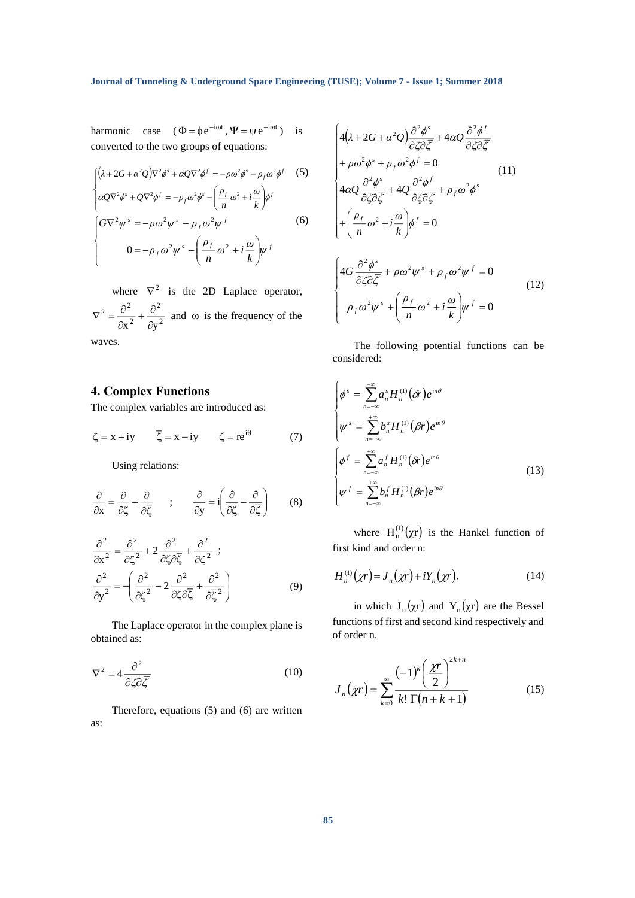harmonic case $(\Phi = \phi e^{-i\omega t}, \Psi = \psi e^{-i\omega t})$ is converted to the two groups of equations:

$$\begin{cases} (\lambda + 2G + \alpha^2 Q)\nabla^2\phi^s + \alpha Q \nabla^2 \phi^f = -\rho\omega^2\phi^s - \rho_f \omega^2 \phi^f & (5) \\ \alpha Q \nabla^2 \phi^s + Q\nabla^2\phi^f = -\rho_f \omega^2 \phi^s - \left(\dfrac{\rho_f}{n}\omega^2 + i\dfrac{\omega}{k}\right)\phi^f \end{cases}$$

$$\begin{cases} G\nabla^2 \psi^s = -\rho\omega^2 \psi^s - \rho_f \omega^2 \psi^f & (6) \\ 0 = -\rho_f \omega^2 \psi^s - \left(\dfrac{\rho_f}{n}\omega^2 + i\dfrac{\omega}{k}\right)\psi^f \end{cases}$$

where $\nabla^2$ is the 2D Laplace operator, $\nabla^2 = \dfrac{\partial^2}{\partial x^2} + \dfrac{\partial^2}{\partial y^2}$ and $\omega$ is the frequency of the waves.

## 4. Complex Functions

The complex variables are introduced as:

$$\zeta = x + iy \qquad \bar{\zeta} = x - iy \qquad \zeta = re^{i\theta} \tag{7}$$

Using relations:

$$\frac{\partial}{\partial x} = \frac{\partial}{\partial \zeta} + \frac{\partial}{\partial \bar{\zeta}} \quad ; \quad \frac{\partial}{\partial y} = i\left(\frac{\partial}{\partial \zeta} - \frac{\partial}{\partial \bar{\zeta}}\right) \tag{8}$$

$$\frac{\partial^2}{\partial x^2} = \frac{\partial^2}{\partial \zeta^2} + 2\frac{\partial^2}{\partial \zeta \partial \bar{\zeta}} + \frac{\partial^2}{\partial \bar{\zeta}^2} \; ; \quad \frac{\partial^2}{\partial y^2} = -\left(\frac{\partial^2}{\partial \zeta^2} - 2\frac{\partial^2}{\partial \zeta \partial \bar{\zeta}} + \frac{\partial^2}{\partial \bar{\zeta}^2}\right) \tag{9}$$

The Laplace operator in the complex plane is obtained as:

$$\nabla^2 = 4\frac{\partial^2}{\partial \zeta \partial \bar{\zeta}} \tag{10}$$

Therefore, equations (5) and (6) are written as:

$$\begin{cases} 4(\lambda + 2G + \alpha^2 Q)\dfrac{\partial^2 \phi^s}{\partial \zeta \partial \bar{\zeta}} + 4\alpha Q \dfrac{\partial^2 \phi^f}{\partial \zeta \partial \bar{\zeta}} \\ + \rho\omega^2\phi^s + \rho_f \omega^2 \phi^f = 0 \\ 4\alpha Q \dfrac{\partial^2 \phi^s}{\partial \zeta \partial \bar{\zeta}} + 4Q\dfrac{\partial^2 \phi^f}{\partial \zeta \partial \bar{\zeta}} + \rho_f \omega^2 \phi^s \\ + \left(\dfrac{\rho_f}{n}\omega^2 + i\dfrac{\omega}{k}\right)\phi^f = 0 \end{cases} \tag{11}$$

$$\begin{cases} 4G\dfrac{\partial^2 \phi^s}{\partial \zeta \partial \bar{\zeta}} + \rho\omega^2 \psi^s + \rho_f \omega^2 \psi^f = 0 \\ \rho_f \omega^2 \psi^s + \left(\dfrac{\rho_f}{n}\omega^2 + i\dfrac{\omega}{k}\right)\psi^f = 0 \end{cases} \tag{12}$$

The following potential functions can be considered:

$$\begin{cases} \phi^s = \displaystyle\sum_{n=-\infty}^{+\infty} a_n^s H_n^{(1)}(\delta r) e^{in\theta} \\ \psi^s = \displaystyle\sum_{n=-\infty}^{+\infty} b_n^s H_n^{(1)}(\beta r) e^{in\theta} \end{cases}$$

$$\begin{cases} \phi^f = \displaystyle\sum_{n=-\infty}^{+\infty} a_n^f H_n^{(1)}(\delta r) e^{in\theta} \\ \psi^f = \displaystyle\sum_{n=-\infty}^{+\infty} b_n^f H_n^{(1)}(\beta r) e^{in\theta} \end{cases} \tag{13}$$

where $H_n^{(1)}(\chi r)$ is the Hankel function of first kind and order n:

$$H_n^{(1)}(\chi r) = J_n(\chi r) + iY_n(\chi r), \tag{14}$$

in which $J_n(\chi r)$ and $Y_n(\chi r)$ are the Bessel functions of first and second kind respectively and of order n.

$$J_n(\chi r) = \sum_{k=0}^{\infty} \frac{(-1)^k \left(\dfrac{\chi r}{2}\right)^{2k+n}}{k!\,\Gamma(n+k+1)} \tag{15}$$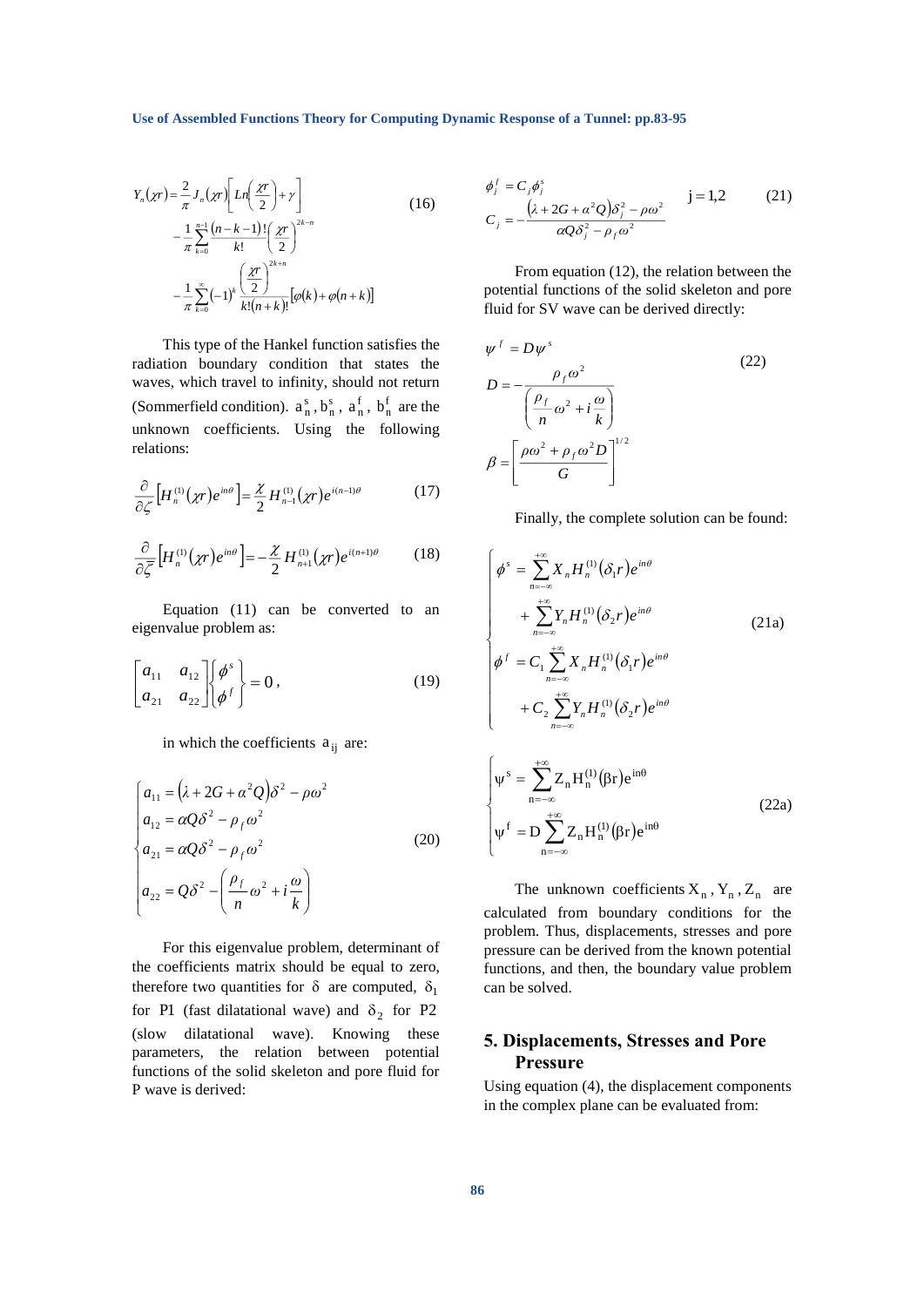$$
\begin{aligned}
Y_n(\chi r) = & \frac{2}{\pi} J_n(\chi r)\left[Ln\left(\frac{\chi r}{2}\right)+\gamma\right] \\
& -\frac{1}{\pi}\sum_{k=0}^{n-1}\frac{(n-k-1)!}{k!}\left(\frac{\chi r}{2}\right)^{2k-n} \\
& -\frac{1}{\pi}\sum_{k=0}^{\infty}(-1)^k \frac{\left(\frac{\chi r}{2}\right)^{2k+n}}{k!(n+k)!}\left[\varphi(k)+\varphi(n+k)\right]
\end{aligned}
\tag{16}
$$

This type of the Hankel function satisfies the radiation boundary condition that states the waves, which travel to infinity, should not return (Sommerfield condition). $a_n^s, b_n^s, a_n^f, b_n^f$ are the unknown coefficients. Using the following relations:

$$
\frac{\partial}{\partial \zeta}\left[H_n^{(1)}(\chi r)e^{in\theta}\right] = \frac{\chi}{2} H_{n-1}^{(1)}(\chi r)e^{i(n-1)\theta} \tag{17}
$$

$$
\frac{\partial}{\partial \bar{\zeta}}\left[H_n^{(1)}(\chi r)e^{in\theta}\right] = -\frac{\chi}{2} H_{n+1}^{(1)}(\chi r)e^{i(n+1)\theta} \tag{18}
$$

Equation (11) can be converted to an eigenvalue problem as:

$$
\begin{bmatrix} a_{11} & a_{12} \\ a_{21} & a_{22} \end{bmatrix}\begin{Bmatrix} \phi^s \\ \phi^f \end{Bmatrix} = 0, \tag{19}
$$

in which the coefficients $a_{ij}$ are:

$$
\begin{cases}
a_{11} = \left(\lambda + 2G + \alpha^2 Q\right)\delta^2 - \rho\omega^2 \\
a_{12} = \alpha Q \delta^2 - \rho_f \omega^2 \\
a_{21} = \alpha Q \delta^2 - \rho_f \omega^2 \\
a_{22} = Q\delta^2 - \left(\dfrac{\rho_f}{n}\omega^2 + i\dfrac{\omega}{k}\right)
\end{cases}
\tag{20}
$$

For this eigenvalue problem, determinant of the coefficients matrix should be equal to zero, therefore two quantities for $\delta$ are computed, $\delta_1$ for P1 (fast dilatational wave) and $\delta_2$ for P2 (slow dilatational wave). Knowing these parameters, the relation between the potential functions of the solid skeleton and pore fluid for P wave is derived:

$$
\begin{aligned}
& \phi_j^f = C_j \phi_j^s \\
& C_j = -\frac{\left(\lambda + 2G + \alpha^2 Q\right)\delta_j^2 - \rho\omega^2}{\alpha Q \delta_j^2 - \rho_f \omega^2}
\end{aligned}
\qquad j = 1,2 \tag{21}
$$

From equation (12), the relation between the potential functions of the solid skeleton and pore fluid for SV wave can be derived directly:

$$
\begin{aligned}
& \psi^f = D\psi^s \\
& D = -\frac{\rho_f \omega^2}{\left(\dfrac{\rho_f}{n}\omega^2 + i\dfrac{\omega}{k}\right)} \\
& \beta = \left[\frac{\rho\omega^2 + \rho_f \omega^2 D}{G}\right]^{1/2}
\end{aligned}
\tag{22}
$$

Finally, the complete solution can be found:

$$
\begin{cases}
\phi^s = \displaystyle\sum_{n=-\infty}^{+\infty} X_n H_n^{(1)}(\delta_1 r)e^{in\theta} + \sum_{n=-\infty}^{+\infty} Y_n H_n^{(1)}(\delta_2 r)e^{in\theta} \\
\phi^f = C_1 \displaystyle\sum_{n=-\infty}^{+\infty} X_n H_n^{(1)}(\delta_1 r)e^{in\theta} + C_2 \sum_{n=-\infty}^{+\infty} Y_n H_n^{(1)}(\delta_2 r)e^{in\theta}
\end{cases}
\tag{21a}
$$

$$
\begin{cases}
\psi^s = \displaystyle\sum_{n=-\infty}^{+\infty} Z_n H_n^{(1)}(\beta r)e^{in\theta} \\
\psi^f = D\displaystyle\sum_{n=-\infty}^{+\infty} Z_n H_n^{(1)}(\beta r)e^{in\theta}
\end{cases}
\tag{22a}
$$

The unknown coefficients $X_n, Y_n, Z_n$ are calculated from boundary conditions for the problem. Thus, displacements, stresses and pore pressure can be derived from the known potential functions, and then, the boundary value problem can be solved.

## 5. Displacements, Stresses and Pore Pressure

Using equation (4), the displacement components in the complex plane can be evaluated from: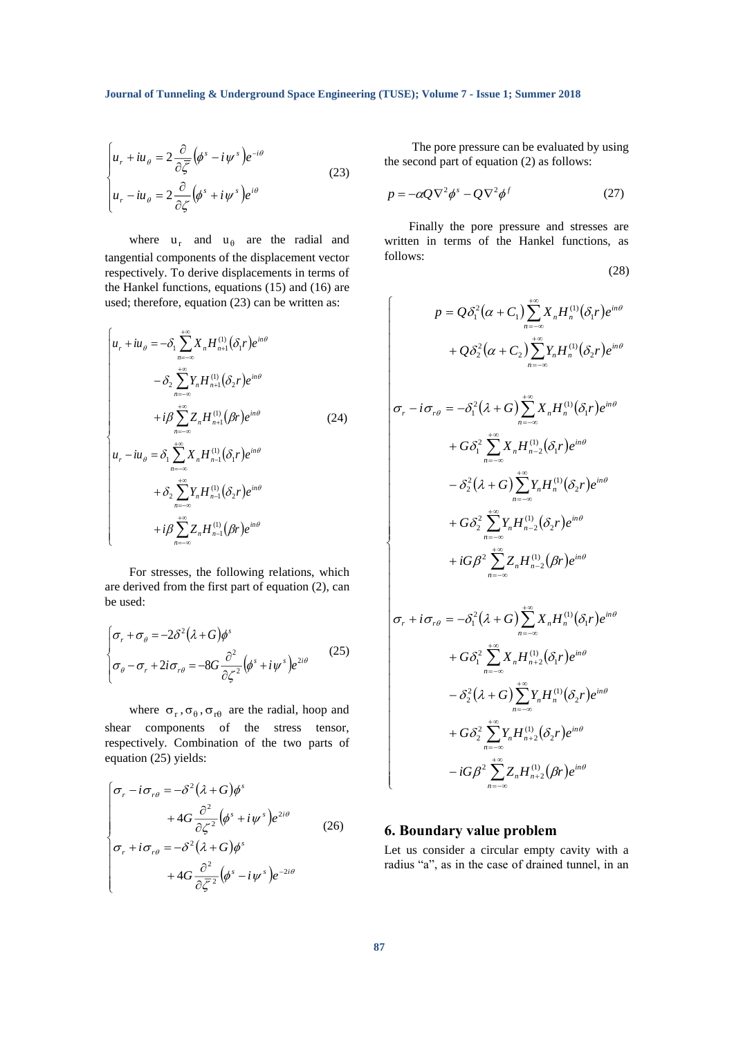$$
\begin{cases}
u_r + iu_\theta = 2\dfrac{\partial}{\partial \bar{\zeta}}\left(\phi^s - i\psi^s\right)e^{-i\theta} \\
u_r - iu_\theta = 2\dfrac{\partial}{\partial \zeta}\left(\phi^s + i\psi^s\right)e^{i\theta}
\end{cases}
\tag{23}
$$

where $u_r$ and $u_\theta$ are the radial and tangential components of the displacement vector respectively. To derive displacements in terms of the Hankel functions, equations (15) and (16) are used; therefore, equation (23) can be written as:

$$
\begin{cases}
u_r + iu_\theta = -\delta_1 \displaystyle\sum_{n=-\infty}^{+\infty} X_n H_{n+1}^{(1)}(\delta_1 r)e^{in\theta} \\
\qquad - \delta_2 \displaystyle\sum_{n=-\infty}^{+\infty} Y_n H_{n+1}^{(1)}(\delta_2 r)e^{in\theta} \\
\qquad + i\beta \displaystyle\sum_{n=-\infty}^{+\infty} Z_n H_{n+1}^{(1)}(\beta r)e^{in\theta} \\
u_r - iu_\theta = \delta_1 \displaystyle\sum_{n=-\infty}^{+\infty} X_n H_{n-1}^{(1)}(\delta_1 r)e^{in\theta} \\
\qquad + \delta_2 \displaystyle\sum_{n=-\infty}^{+\infty} Y_n H_{n-1}^{(1)}(\delta_2 r)e^{in\theta} \\
\qquad + i\beta \displaystyle\sum_{n=-\infty}^{+\infty} Z_n H_{n-1}^{(1)}(\beta r)e^{in\theta}
\end{cases}
\tag{24}
$$

For stresses, the following relations, which are derived from the first part of equation (2), can be used:

$$
\begin{cases}
\sigma_r + \sigma_\theta = -2\delta^2(\lambda + G)\phi^s \\
\sigma_\theta - \sigma_r + 2i\sigma_{r\theta} = -8G\dfrac{\partial^2}{\partial \zeta^2}\left(\phi^s + i\psi^s\right)e^{2i\theta}
\end{cases}
\tag{25}
$$

where $\sigma_r, \sigma_\theta, \sigma_{r\theta}$ are the radial, hoop and shear components of the stress tensor, respectively. Combination of the two parts of equation (25) yields:

$$
\begin{cases}
\sigma_r - i\sigma_{r\theta} = -\delta^2(\lambda + G)\phi^s \\
\qquad + 4G\dfrac{\partial^2}{\partial \zeta^2}\left(\phi^s + i\psi^s\right)e^{2i\theta} \\
\sigma_r + i\sigma_{r\theta} = -\delta^2(\lambda + G)\phi^s \\
\qquad + 4G\dfrac{\partial^2}{\partial \bar{\zeta}^2}\left(\phi^s - i\psi^s\right)e^{-2i\theta}
\end{cases}
\tag{26}
$$

The pore pressure can be evaluated by using the second part of equation (2) as follows:

$$
p = -\alpha Q \nabla^2 \phi^s - Q \nabla^2 \phi^f \tag{27}
$$

Finally the pore pressure and stresses are written in terms of the Hankel functions, as follows:

$$
\begin{cases}
p = Q\delta_1^2(\alpha + C_1)\displaystyle\sum_{n=-\infty}^{+\infty} X_n H_n^{(1)}(\delta_1 r)e^{in\theta} \\
\qquad + Q\delta_2^2(\alpha + C_2)\displaystyle\sum_{n=-\infty}^{+\infty} Y_n H_n^{(1)}(\delta_2 r)e^{in\theta} \\
\sigma_r - i\sigma_{r\theta} = -\delta_1^2(\lambda + G)\displaystyle\sum_{n=-\infty}^{+\infty} X_n H_n^{(1)}(\delta_1 r)e^{in\theta} \\
\qquad + G\delta_1^2 \displaystyle\sum_{n=-\infty}^{+\infty} X_n H_{n-2}^{(1)}(\delta_1 r)e^{in\theta} \\
\qquad - \delta_2^2(\lambda + G)\displaystyle\sum_{n=-\infty}^{+\infty} Y_n H_n^{(1)}(\delta_2 r)e^{in\theta} \\
\qquad + G\delta_2^2 \displaystyle\sum_{n=-\infty}^{+\infty} Y_n H_{n-2}^{(1)}(\delta_2 r)e^{in\theta} \\
\qquad + iG\beta^2 \displaystyle\sum_{n=-\infty}^{+\infty} Z_n H_{n-2}^{(1)}(\beta r)e^{in\theta} \\
\sigma_r + i\sigma_{r\theta} = -\delta_1^2(\lambda + G)\displaystyle\sum_{n=-\infty}^{+\infty} X_n H_n^{(1)}(\delta_1 r)e^{in\theta} \\
\qquad + G\delta_1^2 \displaystyle\sum_{n=-\infty}^{+\infty} X_n H_{n+2}^{(1)}(\delta_1 r)e^{in\theta} \\
\qquad - \delta_2^2(\lambda + G)\displaystyle\sum_{n=-\infty}^{+\infty} Y_n H_n^{(1)}(\delta_2 r)e^{in\theta} \\
\qquad + G\delta_2^2 \displaystyle\sum_{n=-\infty}^{+\infty} Y_n H_{n+2}^{(1)}(\delta_2 r)e^{in\theta} \\
\qquad - iG\beta^2 \displaystyle\sum_{n=-\infty}^{+\infty} Z_n H_{n+2}^{(1)}(\beta r)e^{in\theta}
\end{cases}
\tag{28}
$$

## 6. Boundary value problem

Let us consider a circular empty cavity with a radius "a", as in the case of drained tunnel, in an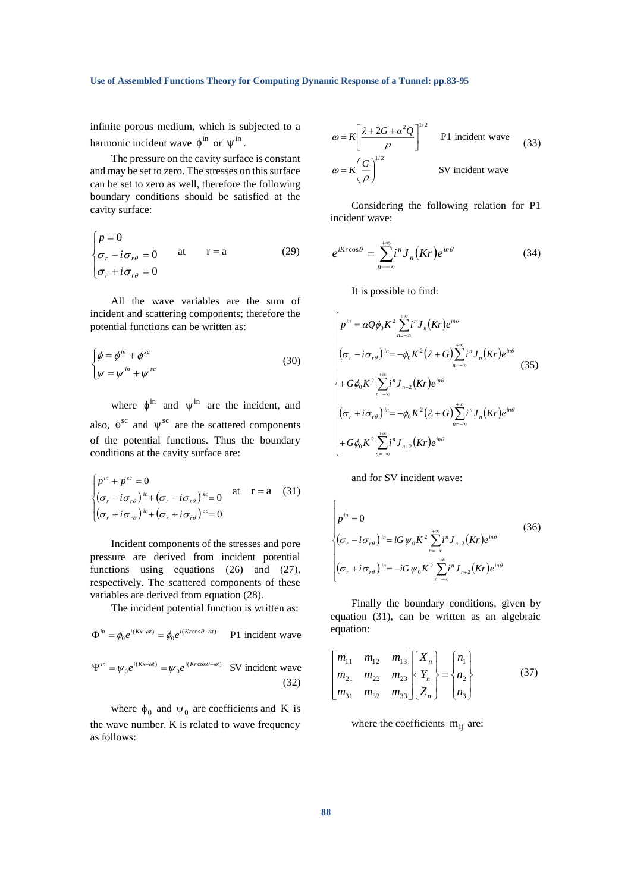infinite porous medium, which is subjected to a harmonic incident wave $\phi^{in}$ or $\psi^{in}$.

The pressure on the cavity surface is constant and may be set to zero. The stresses on this surface can be set to zero as well, therefore the following boundary conditions should be satisfied at the cavity surface:

$$\begin{cases} p = 0 \\ \sigma_r - i\sigma_{r\theta} = 0 \\ \sigma_r + i\sigma_{r\theta} = 0 \end{cases} \quad \text{at} \quad r = a \tag{29}$$

All the wave variables are the sum of incident and scattering components; therefore the potential functions can be written as:

$$\begin{cases} \phi = \phi^{in} + \phi^{sc} \\ \psi = \psi^{in} + \psi^{sc} \end{cases} \tag{30}$$

where $\phi^{in}$ and $\psi^{in}$ are the incident, and also, $\phi^{sc}$ and $\psi^{sc}$ are the scattered components of the potential functions. Thus the boundary conditions at the cavity surface are:

$$\begin{cases} p^{in} + p^{sc} = 0 \\ (\sigma_r - i\sigma_{r\theta})^{in} + (\sigma_r - i\sigma_{r\theta})^{sc} = 0 \\ (\sigma_r + i\sigma_{r\theta})^{in} + (\sigma_r + i\sigma_{r\theta})^{sc} = 0 \end{cases} \quad \text{at} \quad r = a \tag{31}$$

Incident components of the stresses and pore pressure are derived from incident potential functions using equations (26) and (27), respectively. The scattered components of these variables are derived from equation (28).

The incident potential function is written as:

$$\Phi^{in} = \phi_0 e^{i(Kx - \omega t)} = \phi_0 e^{i(Kr\cos\theta - \omega t)} \quad \text{P1 incident wave}$$

$$\Psi^{in} = \psi_0 e^{i(Kx - \omega t)} = \psi_0 e^{i(Kr\cos\theta - \omega t)} \quad \text{SV incident wave} \tag{32}$$

where $\phi_0$ and $\psi_0$ are coefficients and K is the wave number. K is related to wave frequency as follows:

$$\begin{aligned} &\omega = K\left[\frac{\lambda + 2G + \alpha^2 Q}{\rho}\right]^{1/2} \quad \text{P1 incident wave} \\ &\omega = K\left(\frac{G}{\rho}\right)^{1/2} \quad \text{SV incident wave} \end{aligned} \tag{33}$$

Considering the following relation for P1 incident wave:

$$e^{iKr\cos\theta} = \sum_{n=-\infty}^{+\infty} i^n J_n(Kr) e^{in\theta} \tag{34}$$

It is possible to find:

$$\begin{cases} p^{in} = \alpha Q \phi_0 K^2 \sum_{n=-\infty}^{+\infty} i^n J_n(Kr) e^{in\theta} \\ (\sigma_r - i\sigma_{r\theta})^{in} = -\phi_0 K^2 (\lambda + G) \sum_{n=-\infty}^{+\infty} i^n J_n(Kr) e^{in\theta} \\ + G\phi_0 K^2 \sum_{n=-\infty}^{+\infty} i^n J_{n-2}(Kr) e^{in\theta} \\ (\sigma_r + i\sigma_{r\theta})^{in} = -\phi_0 K^2 (\lambda + G) \sum_{n=-\infty}^{+\infty} i^n J_n(Kr) e^{in\theta} \\ + G\phi_0 K^2 \sum_{n=-\infty}^{+\infty} i^n J_{n+2}(Kr) e^{in\theta} \end{cases} \tag{35}$$

and for SV incident wave:

$$\begin{cases} p^{in} = 0 \\ (\sigma_r - i\sigma_{r\theta})^{in} = iG\psi_0 K^2 \sum_{n=-\infty}^{+\infty} i^n J_{n-2}(Kr) e^{in\theta} \\ (\sigma_r + i\sigma_{r\theta})^{in} = -iG\psi_0 K^2 \sum_{n=-\infty}^{+\infty} i^n J_{n+2}(Kr) e^{in\theta} \end{cases} \tag{36}$$

Finally the boundary conditions, given by equation (31), can be written as an algebraic equation:

$$\begin{bmatrix} m_{11} & m_{12} & m_{13} \\ m_{21} & m_{22} & m_{23} \\ m_{31} & m_{32} & m_{33} \end{bmatrix} \begin{Bmatrix} X_n \\ Y_n \\ Z_n \end{Bmatrix} = \begin{Bmatrix} n_1 \\ n_2 \\ n_3 \end{Bmatrix} \tag{37}$$

where the coefficients $m_{ij}$ are: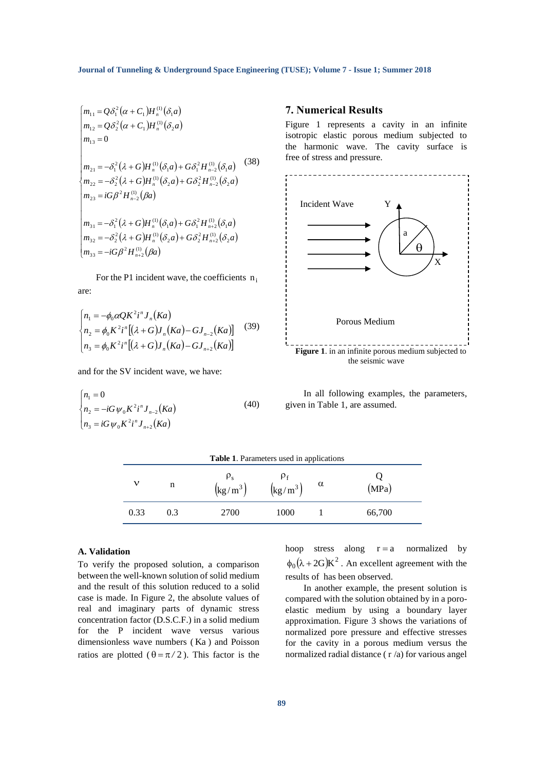$$
\begin{cases}
m_{11} = Q\delta_1^2(\alpha + C_1)H_n^{(1)}(\delta_1 a) \\
m_{12} = Q\delta_2^2(\alpha + C_1)H_n^{(1)}(\delta_2 a) \\
m_{13} = 0 \\
\\
m_{21} = -\delta_1^2(\lambda + G)H_n^{(1)}(\delta_1 a) + G\delta_1^2 H_{n-2}^{(1)}(\delta_1 a) \\
m_{22} = -\delta_2^2(\lambda + G)H_n^{(1)}(\delta_2 a) + G\delta_2^2 H_{n-2}^{(1)}(\delta_2 a) \\
m_{23} = iG\beta^2 H_{n-2}^{(1)}(\beta a) \\
\\
m_{31} = -\delta_1^2(\lambda + G)H_n^{(1)}(\delta_1 a) + G\delta_1^2 H_{n+2}^{(1)}(\delta_1 a) \\
m_{32} = -\delta_2^2(\lambda + G)H_n^{(1)}(\delta_2 a) + G\delta_2^2 H_{n+2}^{(1)}(\delta_2 a) \\
m_{33} = -iG\beta^2 H_{n+2}^{(1)}(\beta a)
\end{cases}
\tag{38}
$$

For the P1 incident wave, the coefficients $n_i$ are:

$$
\begin{cases}
n_1 = -\phi_0 \alpha Q K^2 i^n J_n(Ka) \\
n_2 = \phi_0 K^2 i^n \left[(\lambda + G)J_n(Ka) - GJ_{n-2}(Ka)\right] \\
n_3 = \phi_0 K^2 i^n \left[(\lambda + G)J_n(Ka) - GJ_{n+2}(Ka)\right]
\end{cases}
\tag{39}
$$

and for the SV incident wave, we have:

$$
\begin{cases}
n_1 = 0 \\
n_2 = -iG\psi_0 K^2 i^n J_{n-2}(Ka) \\
n_3 = iG\psi_0 K^2 i^n J_{n+2}(Ka)
\end{cases}
\tag{40}
$$

## 7. Numerical Results

Figure 1 represents a cavity in an infinite isotropic elastic porous medium subjected to the harmonic wave. The cavity surface is free of stress and pressure.

**Figure 1**. in an infinite porous medium subjected to the seismic wave

In all following examples, the parameters, given in Table 1, are assumed.

**Table 1**. Parameters used in applications

| $\nu$ | n | $\rho_s$ $(\mathrm{kg/m^3})$ | $\rho_f$ $(\mathrm{kg/m^3})$ | $\alpha$ | Q $(\mathrm{MPa})$ |
|---|---|---|---|---|---|
| 0.33 | 0.3 | 2700 | 1000 | 1 | 66,700 |

### A. Validation

To verify the proposed solution, a comparison between the well-known solution of solid medium and the result of this solution reduced to a solid case is made. In Figure 2, the absolute values of real and imaginary parts of dynamic stress concentration factor (D.S.C.F.) in a solid medium for the P incident wave versus various dimensionless wave numbers ( $Ka$ ) and Poisson ratios are plotted ( $\theta = \pi/2$ ). This factor is the hoop stress along $r = a$ normalized by $\phi_0(\lambda + 2G)K^2$. An excellent agreement with the results of has been observed.

In another example, the present solution is compared with the solution obtained by in a poro-elastic medium by using a boundary layer approximation. Figure 3 shows the variations of normalized pore pressure and effective stresses for the cavity in a porous medium versus the normalized radial distance ( r /a) for various angel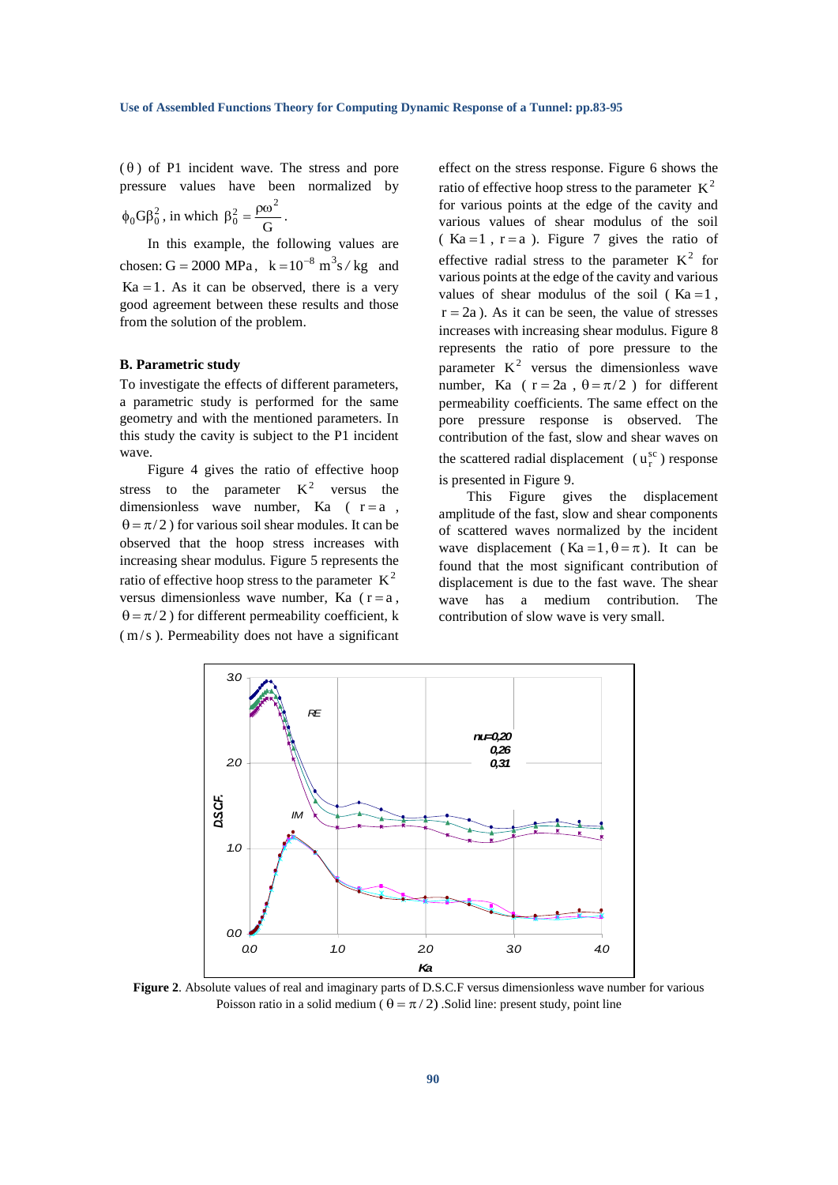($\theta$) of P1 incident wave. The stress and pore pressure values have been normalized by $\phi_0 G \beta_0^2$, in which $\beta_0^2 = \frac{\rho\omega^2}{G}$.

In this example, the following values are chosen: $G = 2000$ MPa, $k = 10^{-8}\ m^3 s/kg$ and $Ka = 1$. As it can be observed, there is a very good agreement between these results and those from the solution of the problem.

### B. Parametric study

To investigate the effects of different parameters, a parametric study is performed for the same geometry and with the mentioned parameters. In this study the cavity is subject to the P1 incident wave.

Figure 4 gives the ratio of effective hoop stress to the parameter $K^2$ versus the dimensionless wave number, Ka ($r = a$, $\theta = \pi/2$) for various soil shear modules. It can be observed that the hoop stress increases with increasing shear modulus. Figure 5 represents the ratio of effective hoop stress to the parameter $K^2$ versus dimensionless wave number, Ka ($r = a$, $\theta = \pi/2$) for different permeability coefficient, k ($m/s$). Permeability does not have a significant effect on the stress response. Figure 6 shows the ratio of effective hoop stress to the parameter $K^2$ for various points at the edge of the cavity and various values of shear modulus of the soil ($Ka = 1$, $r = a$). Figure 7 gives the ratio of effective radial stress to the parameter $K^2$ for various points at the edge of the cavity and various values of shear modulus of the soil ($Ka = 1$, $r = 2a$). As it can be seen, the value of stresses increases with increasing shear modulus. Figure 8 represents the ratio of pore pressure to the parameter $K^2$ versus the dimensionless wave number, Ka ($r = 2a$, $\theta = \pi/2$) for different permeability coefficients. The same effect on the pore pressure response is observed. The contribution of the fast, slow and shear waves on the scattered radial displacement ($u_r^{sc}$) response is presented in Figure 9.

This Figure gives the displacement amplitude of the fast, slow and shear components of scattered waves normalized by the incident wave displacement ($Ka = 1, \theta = \pi$). It can be found that the most significant contribution of displacement is due to the fast wave. The shear wave has a medium contribution. The contribution of slow wave is very small.

**Figure 2**. Absolute values of real and imaginary parts of D.S.C.F versus dimensionless wave number for various Poisson ratio in a solid medium ($\theta = \pi/2$) .Solid line: present study, point line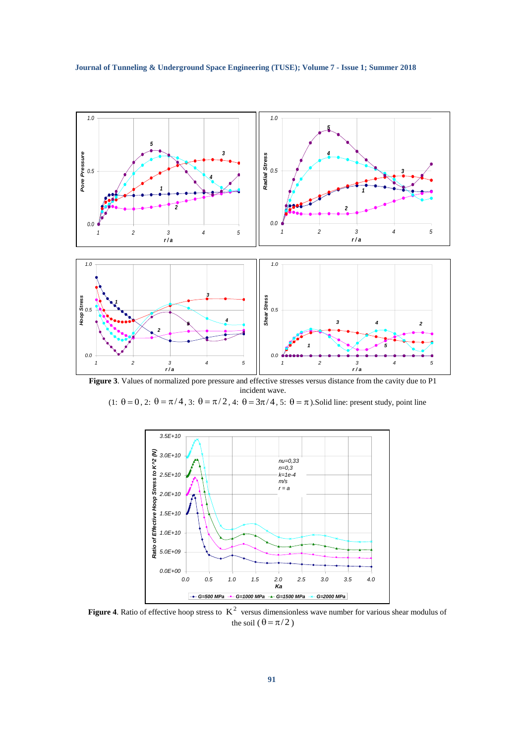**Figure 3**. Values of normalized pore pressure and effective stresses versus distance from the cavity due to P1 incident wave.

(1: $\theta = 0$, 2: $\theta = \pi/4$, 3: $\theta = \pi/2$, 4: $\theta = 3\pi/4$, 5: $\theta = \pi$ ).Solid line: present study, point line

**Figure 4**. Ratio of effective hoop stress to $K^2$ versus dimensionless wave number for various shear modulus of the soil ( $\theta = \pi/2$ )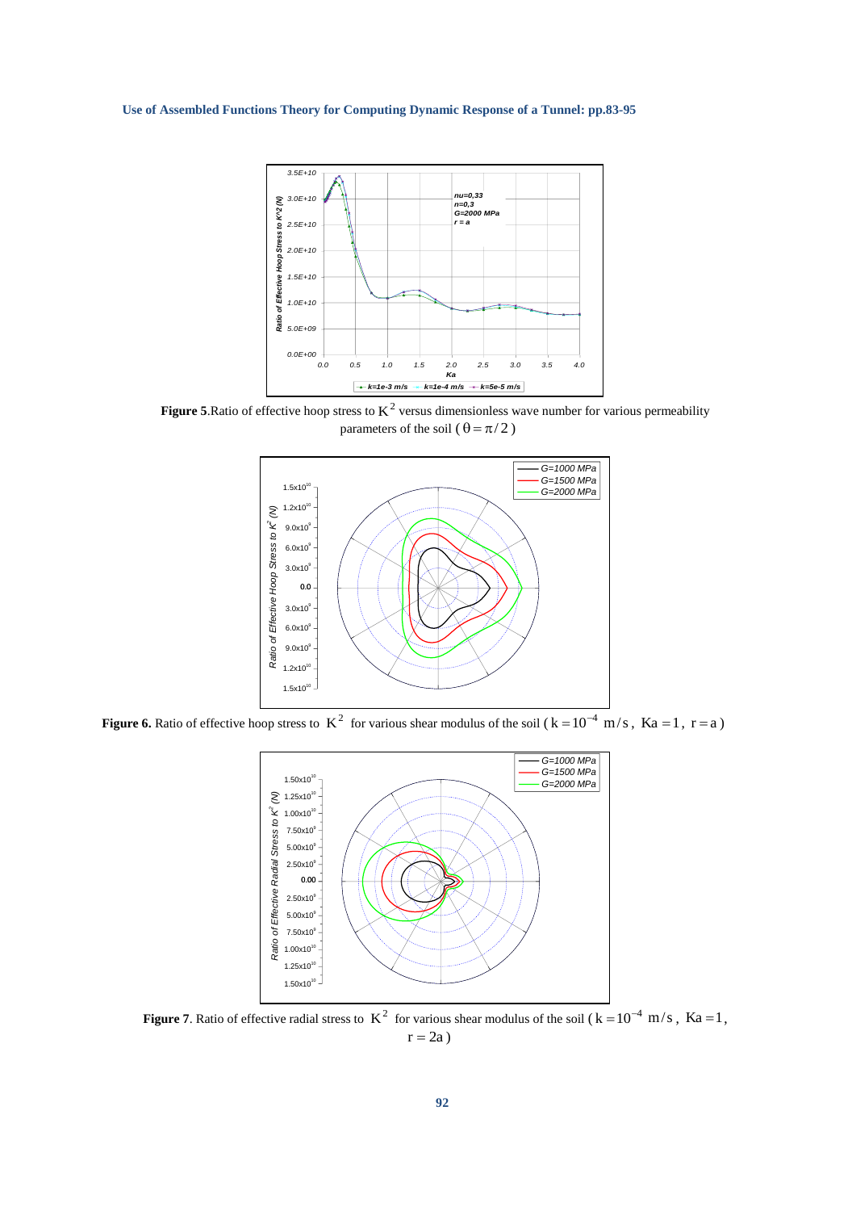**Figure 5**.Ratio of effective hoop stress to $K^2$ versus dimensionless wave number for various permeability parameters of the soil ( $\theta = \pi/2$ )

**Figure 6.** Ratio of effective hoop stress to $K^2$ for various shear modulus of the soil ( $k = 10^{-4}$ m/s , $Ka = 1$, $r = a$ )

**Figure 7**. Ratio of effective radial stress to $K^2$ for various shear modulus of the soil ( $k = 10^{-4}$ m/s , $Ka = 1$, $r = 2a$ )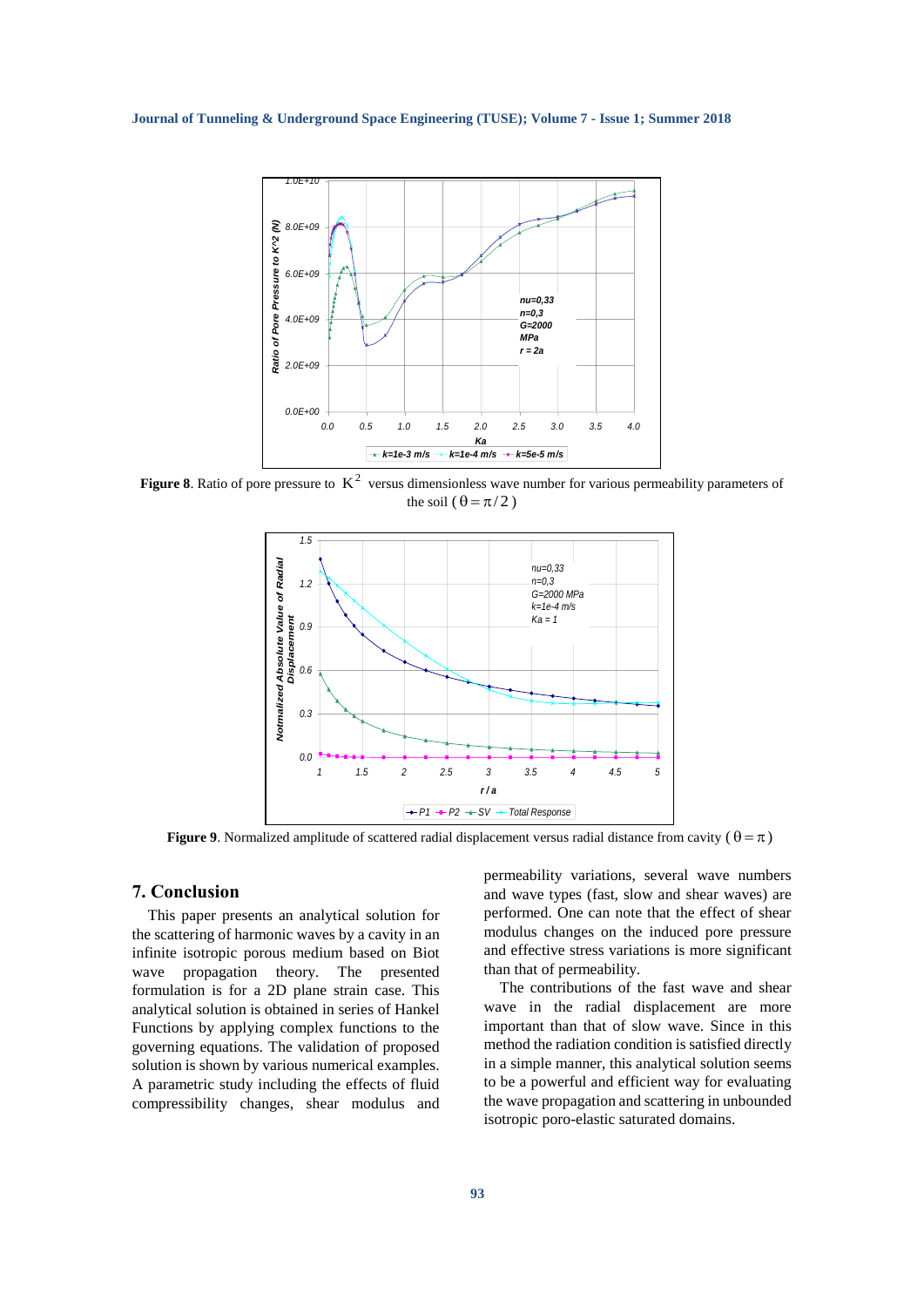**Figure 8**. Ratio of pore pressure to $K^2$ versus dimensionless wave number for various permeability parameters of the soil ($\theta = \pi/2$)

**Figure 9**. Normalized amplitude of scattered radial displacement versus radial distance from cavity ($\theta = \pi$)

## 7. Conclusion

This paper presents an analytical solution for the scattering of harmonic waves by a cavity in an infinite isotropic porous medium based on Biot wave propagation theory. The presented formulation is for a 2D plane strain case. This analytical solution is obtained in series of Hankel Functions by applying complex functions to the governing equations. The validation of proposed solution is shown by various numerical examples. A parametric study including the effects of fluid compressibility changes, shear modulus and permeability variations, several wave numbers and wave types (fast, slow and shear waves) are performed. One can note that the effect of shear modulus changes on the induced pore pressure and effective stress variations is more significant than that of permeability.

The contributions of the fast wave and shear wave in the radial displacement are more important than that of slow wave. Since in this method the radiation condition is satisfied directly in a simple manner, this analytical solution seems to be a powerful and efficient way for evaluating the wave propagation and scattering in unbounded isotropic poro-elastic saturated domains.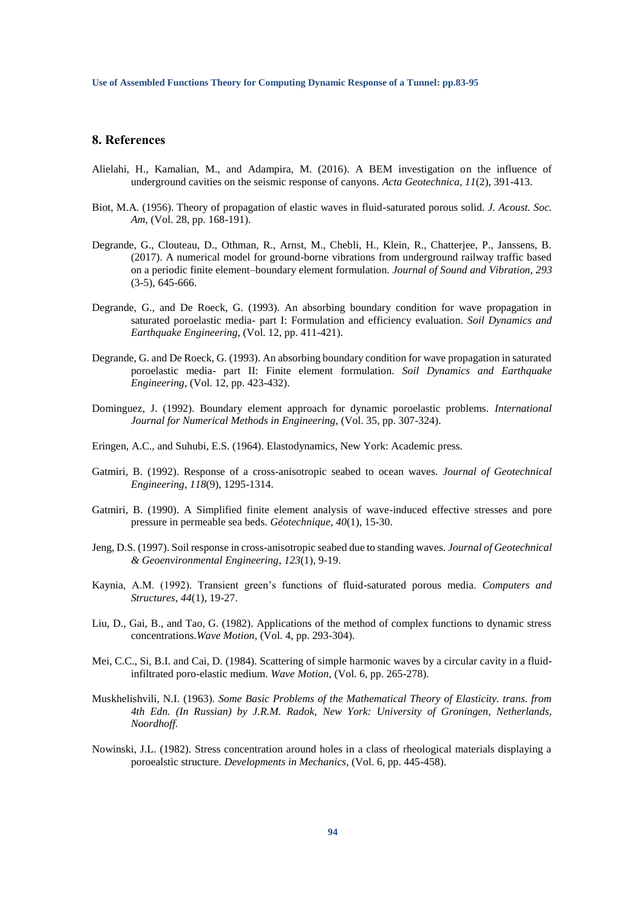## 8. References

Alielahi, H., Kamalian, M., and Adampira, M. (2016). A BEM investigation on the influence of underground cavities on the seismic response of canyons. *Acta Geotechnica*, *11*(2), 391-413.

Biot, M.A. (1956). Theory of propagation of elastic waves in fluid-saturated porous solid. *J. Acoust. Soc. Am*, (Vol. 28, pp. 168-191).

Degrande, G., Clouteau, D., Othman, R., Arnst, M., Chebli, H., Klein, R., Chatterjee, P., Janssens, B. (2017). A numerical model for ground-borne vibrations from underground railway traffic based on a periodic finite element–boundary element formulation. *Journal of Sound and Vibration, 293* (3-5), 645-666.

Degrande, G., and De Roeck, G. (1993). An absorbing boundary condition for wave propagation in saturated poroelastic media- part I: Formulation and efficiency evaluation. *Soil Dynamics and Earthquake Engineering*, (Vol. 12, pp. 411-421).

Degrande, G. and De Roeck, G. (1993). An absorbing boundary condition for wave propagation in saturated poroelastic media- part II: Finite element formulation. *Soil Dynamics and Earthquake Engineering*, (Vol. 12, pp. 423-432).

Dominguez, J. (1992). Boundary element approach for dynamic poroelastic problems. *International Journal for Numerical Methods in Engineering*, (Vol. 35, pp. 307-324).

Eringen, A.C., and Suhubi, E.S. (1964). Elastodynamics, New York: Academic press.

Gatmiri, B. (1992). Response of a cross-anisotropic seabed to ocean waves. *Journal of Geotechnical Engineering*, *118*(9), 1295-1314.

Gatmiri, B. (1990). A Simplified finite element analysis of wave-induced effective stresses and pore pressure in permeable sea beds. *Géotechnique, 40*(1), 15-30.

Jeng, D.S. (1997). Soil response in cross-anisotropic seabed due to standing waves. *Journal of Geotechnical & Geoenvironmental Engineering*, *123*(1), 9-19.

Kaynia, A.M. (1992). Transient green's functions of fluid-saturated porous media. *Computers and Structures*, *44*(1), 19-27.

Liu, D., Gai, B., and Tao, G. (1982). Applications of the method of complex functions to dynamic stress concentrations.*Wave Motion*, (Vol. 4, pp. 293-304).

Mei, C.C., Si, B.I. and Cai, D. (1984). Scattering of simple harmonic waves by a circular cavity in a fluid-infiltrated poro-elastic medium. *Wave Motion*, (Vol. 6, pp. 265-278).

Muskhelishvili, N.I. (1963). *Some Basic Problems of the Mathematical Theory of Elasticity. trans. from 4th Edn. (In Russian) by J.R.M. Radok, New York: University of Groningen, Netherlands, Noordhoff.*

Nowinski, J.L. (1982). Stress concentration around holes in a class of rheological materials displaying a poroealstic structure. *Developments in Mechanics*, (Vol. 6, pp. 445-458).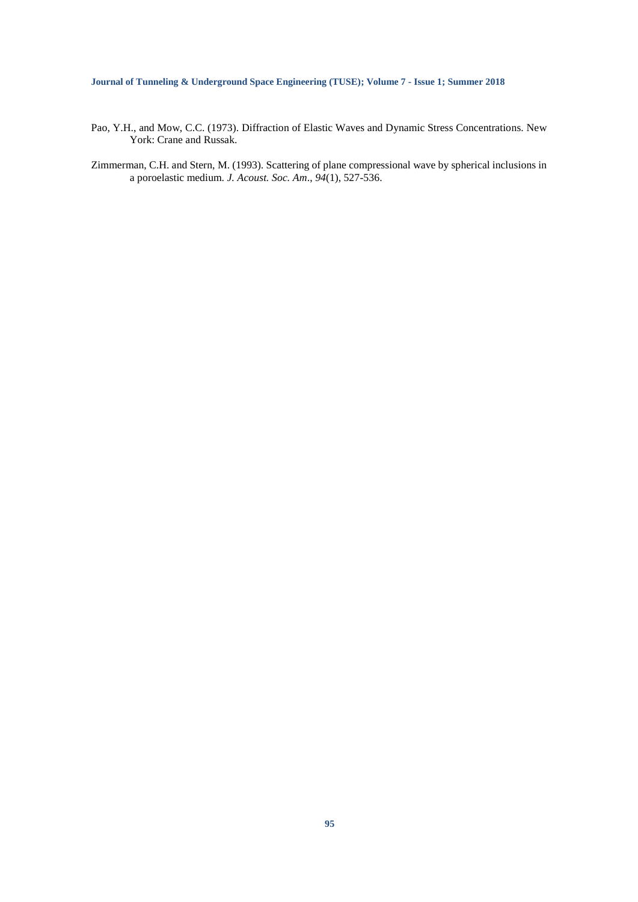Pao, Y.H., and Mow, C.C. (1973). Diffraction of Elastic Waves and Dynamic Stress Concentrations. New York: Crane and Russak.

Zimmerman, C.H. and Stern, M. (1993). Scattering of plane compressional wave by spherical inclusions in a poroelastic medium. *J. Acoust. Soc. Am*., *94*(1), 527-536.